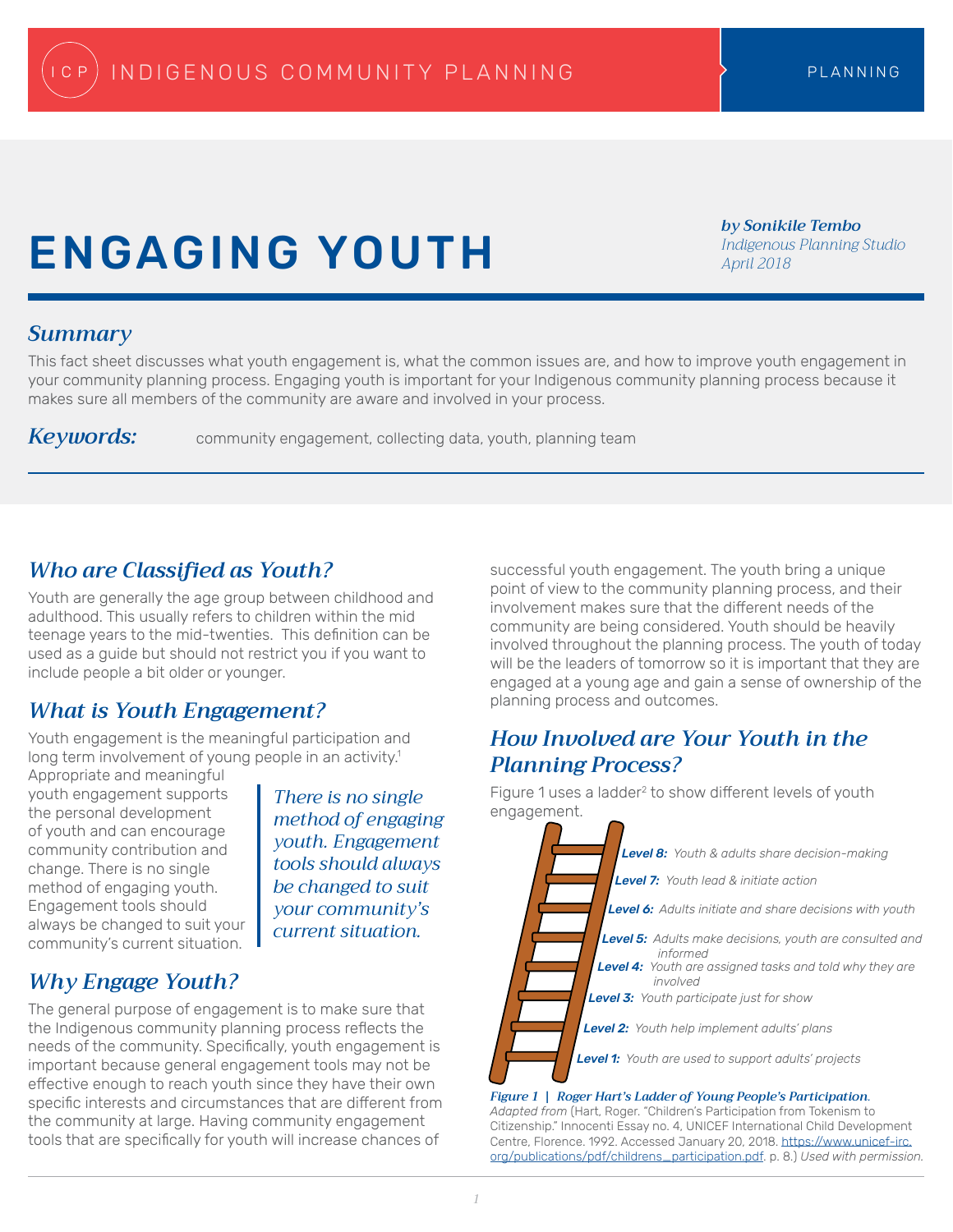# ENGAGING YOUTH

***by Sonikile Tembo***
*Indigenous Planning Studio*
*April 2018*

## *Summary*

This fact sheet discusses what youth engagement is, what the common issues are, and how to improve youth engagement in your community planning process. Engaging youth is important for your Indigenous community planning process because it makes sure all members of the community are aware and involved in your process.

***Keywords:*** community engagement, collecting data, youth, planning team

## *Who are Classified as Youth?*

Youth are generally the age group between childhood and adulthood. This usually refers to children within the mid teenage years to the mid-twenties. This definition can be used as a guide but should not restrict you if you want to include people a bit older or younger.

## *What is Youth Engagement?*

Youth engagement is the meaningful participation and long term involvement of young people in an activity.[1] Appropriate and meaningful youth engagement supports the personal development of youth and can encourage community contribution and change. There is no single method of engaging youth. Engagement tools should always be changed to suit your community's current situation.

> *There is no single method of engaging youth. Engagement tools should always be changed to suit your community's current situation.*

## *Why Engage Youth?*

The general purpose of engagement is to make sure that the Indigenous community planning process reflects the needs of the community. Specifically, youth engagement is important because general engagement tools may not be effective enough to reach youth since they have their own specific interests and circumstances that are different from the community at large. Having community engagement tools that are specifically for youth will increase chances of successful youth engagement. The youth bring a unique point of view to the community planning process, and their involvement makes sure that the different needs of the community are being considered. Youth should be heavily involved throughout the planning process. The youth of today will be the leaders of tomorrow so it is important that they are engaged at a young age and gain a sense of ownership of the planning process and outcomes.

## *How Involved are Your Youth in the Planning Process?*

Figure 1 uses a ladder[2] to show different levels of youth engagement.

- ***Level 8:*** *Youth & adults share decision-making*
- ***Level 7:*** *Youth lead & initiate action*
- ***Level 6:*** *Adults initiate and share decisions with youth*
- ***Level 5:*** *Adults make decisions, youth are consulted and informed*
- ***Level 4:*** *Youth are assigned tasks and told why they are involved*
- ***Level 3:*** *Youth participate just for show*
- ***Level 2:*** *Youth help implement adults' plans*
- ***Level 1:*** *Youth are used to support adults' projects*

***Figure 1 | Roger Hart's Ladder of Young People's Participation.*** *Adapted from* (Hart, Roger. "Children's Participation from Tokenism to Citizenship." Innocenti Essay no. 4, UNICEF International Child Development Centre, Florence. 1992. Accessed January 20, 2018. https://www.unicef-irc.org/publications/pdf/childrens_participation.pdf. p. 8.) *Used with permission.*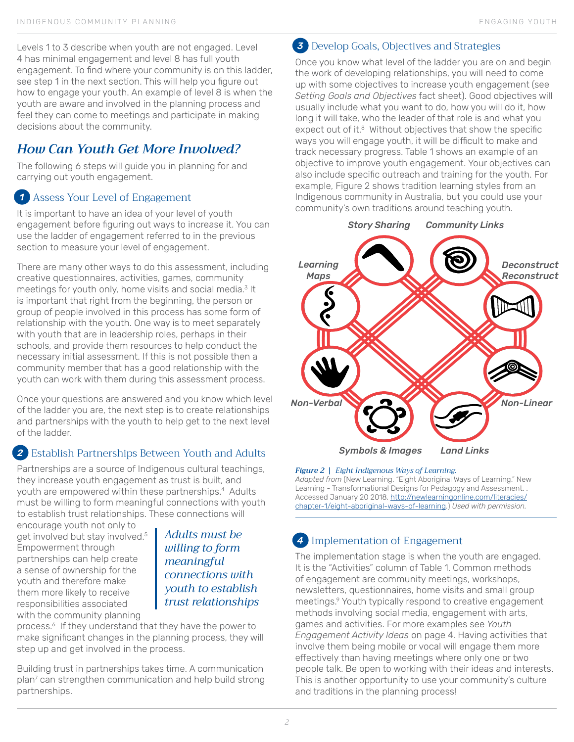Levels 1 to 3 describe when youth are not engaged. Level 4 has minimal engagement and level 8 has full youth engagement. To find where your community is on this ladder, see step 1 in the next section. This will help you figure out how to engage your youth. An example of level 8 is when the youth are aware and involved in the planning process and feel they can come to meetings and participate in making decisions about the community.

## *How Can Youth Get More Involved?*

The following 6 steps will guide you in planning for and carrying out youth engagement.

### 1 Assess Your Level of Engagement

It is important to have an idea of your level of youth engagement before figuring out ways to increase it. You can use the ladder of engagement referred to in the previous section to measure your level of engagement.

There are many other ways to do this assessment, including creative questionnaires, activities, games, community meetings for youth only, home visits and social media.[3] It is important that right from the beginning, the person or group of people involved in this process has some form of relationship with the youth. One way is to meet separately with youth that are in leadership roles, perhaps in their schools, and provide them resources to help conduct the necessary initial assessment. If this is not possible then a community member that has a good relationship with the youth can work with them during this assessment process.

Once your questions are answered and you know which level of the ladder you are, the next step is to create relationships and partnerships with the youth to help get to the next level of the ladder.

### 2 Establish Partnerships Between Youth and Adults

Partnerships are a source of Indigenous cultural teachings, they increase youth engagement as trust is built, and youth are empowered within these partnerships.[4] Adults must be willing to form meaningful connections with youth to establish trust relationships. These connections will encourage youth not only to get involved but stay involved.[5] Empowerment through partnerships can help create a sense of ownership for the youth and therefore make them more likely to receive responsibilities associated with the community planning process.[6] If they understand that they have the power to make significant changes in the planning process, they will step up and get involved in the process.

> *Adults must be willing to form meaningful connections with youth to establish trust relationships*

Building trust in partnerships takes time. A communication plan[7] can strengthen communication and help build strong partnerships.

### 3 Develop Goals, Objectives and Strategies

Once you know what level of the ladder you are on and begin the work of developing relationships, you will need to come up with some objectives to increase youth engagement (see *Setting Goals and Objectives* fact sheet). Good objectives will usually include what you want to do, how you will do it, how long it will take, who the leader of that role is and what you expect out of it.[8] Without objectives that show the specific ways you will engage youth, it will be difficult to make and track necessary progress. Table 1 shows an example of an objective to improve youth engagement. Your objectives can also include specific outreach and training for the youth. For example, Figure 2 shows tradition learning styles from an Indigenous community in Australia, but you could use your community's own traditions around teaching youth.

Story Sharing · Community Links · Deconstruct Reconstruct · Non-Linear · Land Links · Symbols & Images · Non-Verbal · Learning Maps

***Figure 2 | Eight Indigenous Ways of Learning.***
*Adapted from* (New Learning. "Eight Aboriginal Ways of Learning." New Learning - Transformational Designs for Pedagogy and Assessment. . Accessed January 20 2018. http://newlearningonline.com/literacies/chapter-1/eight-aboriginal-ways-of-learning.) *Used with permission.*

### 4 Implementation of Engagement

The implementation stage is when the youth are engaged. It is the "Activities" column of Table 1. Common methods of engagement are community meetings, workshops, newsletters, questionnaires, home visits and small group meetings.[9] Youth typically respond to creative engagement methods involving social media, engagement with arts, games and activities. For more examples see *Youth Engagement Activity Ideas* on page 4. Having activities that involve them being mobile or vocal will engage them more effectively than having meetings where only one or two people talk. Be open to working with their ideas and interests. This is another opportunity to use your community's culture and traditions in the planning process!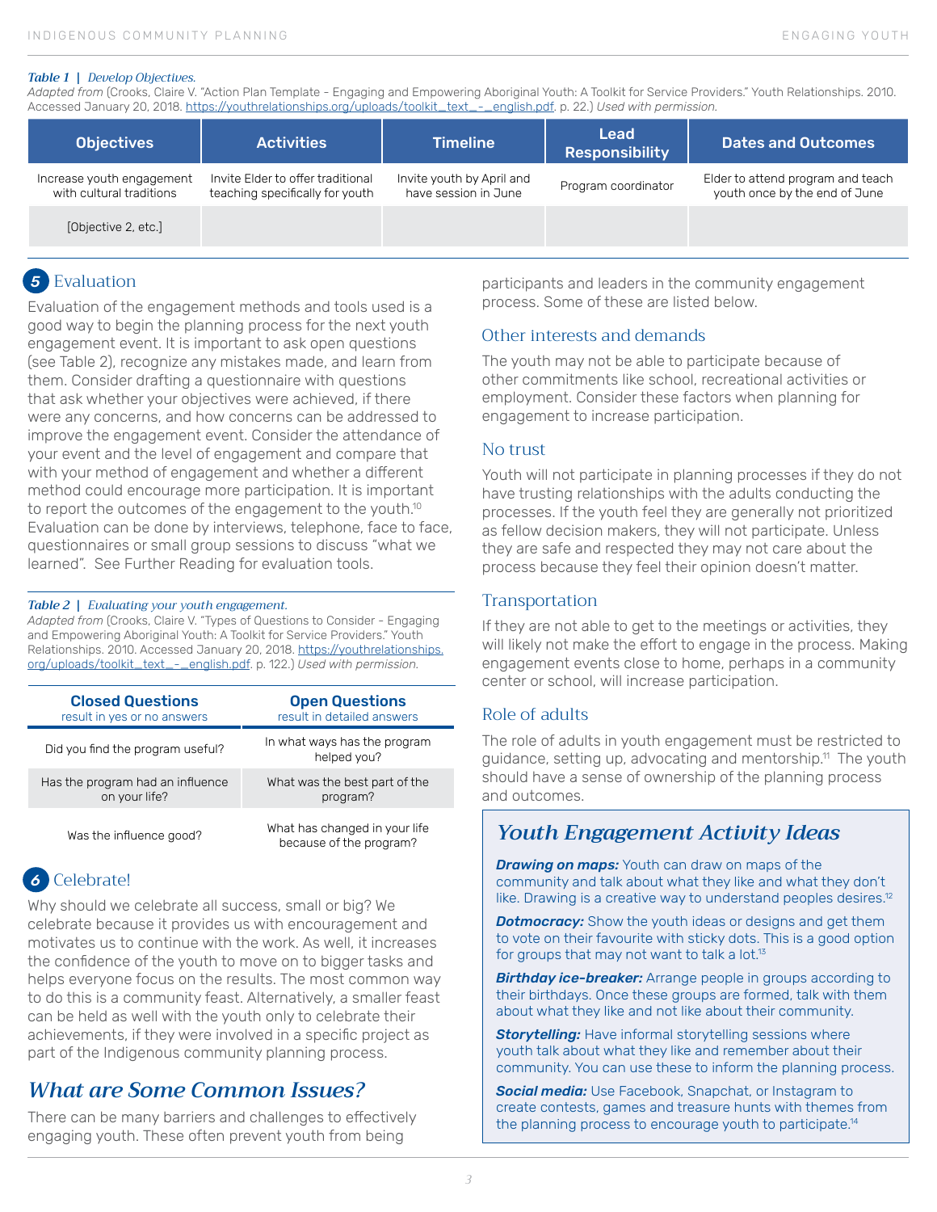*Table 1* | *Develop Objectives.*
*Adapted from* (Crooks, Claire V. "Action Plan Template – Engaging and Empowering Aboriginal Youth: A Toolkit for Service Providers." Youth Relationships. 2010. Accessed January 20, 2018. https://youthrelationships.org/uploads/toolkit_text_-_english.pdf. p. 22.) *Used with permission.*

| Objectives | Activities | Timeline | Lead Responsibility | Dates and Outcomes |
|---|---|---|---|---|
| Increase youth engagement with cultural traditions | Invite Elder to offer traditional teaching specifically for youth | Invite youth by April and have session in June | Program coordinator | Elder to attend program and teach youth once by the end of June |
| [Objective 2, etc.] | | | | |

## 5 Evaluation

Evaluation of the engagement methods and tools used is a good way to begin the planning process for the next youth engagement event. It is important to ask open questions (see Table 2), recognize any mistakes made, and learn from them. Consider drafting a questionnaire with questions that ask whether your objectives were achieved, if there were any concerns, and how concerns can be addressed to improve the engagement event. Consider the attendance of your event and the level of engagement and compare that with your method of engagement and whether a different method could encourage more participation. It is important to report the outcomes of the engagement to the youth.[10] Evaluation can be done by interviews, telephone, face to face, questionnaires or small group sessions to discuss "what we learned". See Further Reading for evaluation tools.

*Table 2* | *Evaluating your youth engagement.*
*Adapted from* (Crooks, Claire V. "Types of Questions to Consider – Engaging and Empowering Aboriginal Youth: A Toolkit for Service Providers." Youth Relationships. 2010. Accessed January 20, 2018. https://youthrelationships.org/uploads/toolkit_text_-_english.pdf. p. 122.) *Used with permission.*

| Closed Questions (result in yes or no answers) | Open Questions (result in detailed answers) |
|---|---|
| Did you find the program useful? | In what ways has the program helped you? |
| Has the program had an influence on your life? | What was the best part of the program? |
| Was the influence good? | What has changed in your life because of the program? |

## 6 Celebrate!

Why should we celebrate all success, small or big? We celebrate because it provides us with encouragement and motivates us to continue with the work. As well, it increases the confidence of the youth to move on to bigger tasks and helps everyone focus on the results. The most common way to do this is a community feast. Alternatively, a smaller feast can be held as well with the youth only to celebrate their achievements, if they were involved in a specific project as part of the Indigenous community planning process.

## *What are Some Common Issues?*

There can be many barriers and challenges to effectively engaging youth. These often prevent youth from being participants and leaders in the community engagement process. Some of these are listed below.

### Other interests and demands

The youth may not be able to participate because of other commitments like school, recreational activities or employment. Consider these factors when planning for engagement to increase participation.

### No trust

Youth will not participate in planning processes if they do not have trusting relationships with the adults conducting the processes. If the youth feel they are generally not prioritized as fellow decision makers, they will not participate. Unless they are safe and respected they may not care about the process because they feel their opinion doesn't matter.

### Transportation

If they are not able to get to the meetings or activities, they will likely not make the effort to engage in the process. Making engagement events close to home, perhaps in a community center or school, will increase participation.

### Role of adults

The role of adults in youth engagement must be restricted to guidance, setting up, advocating and mentorship.[11] The youth should have a sense of ownership of the planning process and outcomes.

## *Youth Engagement Activity Ideas*

***Drawing on maps:*** Youth can draw on maps of the community and talk about what they like and what they don't like. Drawing is a creative way to understand peoples desires.[12]

***Dotmocracy:*** Show the youth ideas or designs and get them to vote on their favourite with sticky dots. This is a good option for groups that may not want to talk a lot.[13]

***Birthday ice-breaker:*** Arrange people in groups according to their birthdays. Once these groups are formed, talk with them about what they like and not like about their community.

***Storytelling:*** Have informal storytelling sessions where youth talk about what they like and remember about their community. You can use these to inform the planning process.

***Social media:*** Use Facebook, Snapchat, or Instagram to create contests, games and treasure hunts with themes from the planning process to encourage youth to participate.[14]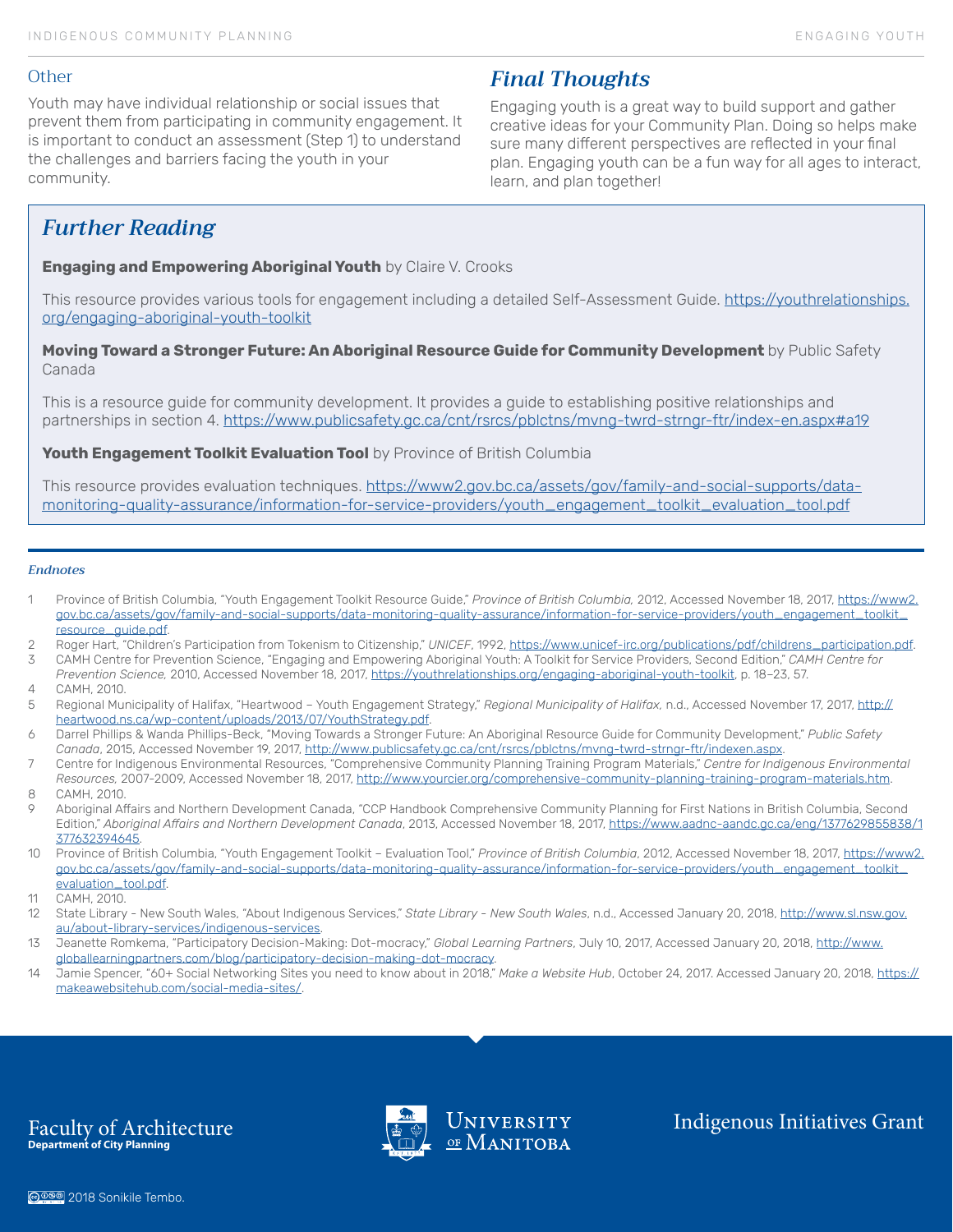### Other

Youth may have individual relationship or social issues that prevent them from participating in community engagement. It is important to conduct an assessment (Step 1) to understand the challenges and barriers facing the youth in your community.

## *Final Thoughts*

Engaging youth is a great way to build support and gather creative ideas for your Community Plan. Doing so helps make sure many different perspectives are reflected in your final plan. Engaging youth can be a fun way for all ages to interact, learn, and plan together!

## *Further Reading*

**Engaging and Empowering Aboriginal Youth** by Claire V. Crooks

This resource provides various tools for engagement including a detailed Self-Assessment Guide. https://youthrelationships.org/engaging-aboriginal-youth-toolkit

**Moving Toward a Stronger Future: An Aboriginal Resource Guide for Community Development** by Public Safety Canada

This is a resource guide for community development. It provides a guide to establishing positive relationships and partnerships in section 4. https://www.publicsafety.gc.ca/cnt/rsrcs/pblctns/mvng-twrd-strngr-ftr/index-en.aspx#a19

**Youth Engagement Toolkit Evaluation Tool** by Province of British Columbia

This resource provides evaluation techniques. https://www2.gov.bc.ca/assets/gov/family-and-social-supports/data-monitoring-quality-assurance/information-for-service-providers/youth_engagement_toolkit_evaluation_tool.pdf

#### *Endnotes*

1. Province of British Columbia, "Youth Engagement Toolkit Resource Guide," *Province of British Columbia,* 2012, Accessed November 18, 2017, https://www2.gov.bc.ca/assets/gov/family-and-social-supports/data-monitoring-quality-assurance/information-for-service-providers/youth_engagement_toolkit_resource_guide.pdf.
2. Roger Hart, "Children's Participation from Tokenism to Citizenship," *UNICEF*, 1992, https://www.unicef-irc.org/publications/pdf/childrens_participation.pdf.
3. CAMH Centre for Prevention Science, "Engaging and Empowering Aboriginal Youth: A Toolkit for Service Providers, Second Edition," *CAMH Centre for Prevention Science,* 2010, Accessed November 18, 2017, https://youthrelationships.org/engaging-aboriginal-youth-toolkit, p. 18–23, 57.
4. CAMH, 2010.
5. Regional Municipality of Halifax, "Heartwood – Youth Engagement Strategy," *Regional Municipality of Halifax,* n.d., Accessed November 17, 2017, http://heartwood.ns.ca/wp-content/uploads/2013/07/YouthStrategy.pdf.
6. Darrel Phillips & Wanda Phillips-Beck, "Moving Towards a Stronger Future: An Aboriginal Resource Guide for Community Development," *Public Safety Canada*, 2015, Accessed November 19, 2017, http://www.publicsafety.gc.ca/cnt/rsrcs/pblctns/mvng-twrd-strngr-ftr/indexen.aspx.
7. Centre for Indigenous Environmental Resources, "Comprehensive Community Planning Training Program Materials," *Centre for Indigenous Environmental Resources,* 2007-2009, Accessed November 18, 2017, http://www.yourcier.org/comprehensive-community-planning-training-program-materials.htm.
8. CAMH, 2010.
9. Aboriginal Affairs and Northern Development Canada, "CCP Handbook Comprehensive Community Planning for First Nations in British Columbia, Second Edition," *Aboriginal Affairs and Northern Development Canada*, 2013, Accessed November 18, 2017, https://www.aadnc-aandc.gc.ca/eng/1377629855838/1377632394645.
10. Province of British Columbia, "Youth Engagement Toolkit – Evaluation Tool," *Province of British Columbia*, 2012, Accessed November 18, 2017, https://www2.gov.bc.ca/assets/gov/family-and-social-supports/data-monitoring-quality-assurance/information-for-service-providers/youth_engagement_toolkit_evaluation_tool.pdf.
11. CAMH, 2010.
12. State Library - New South Wales, "About Indigenous Services," *State Library - New South Wales*, n.d., Accessed January 20, 2018, http://www.sl.nsw.gov.au/about-library-services/indigenous-services.
13. Jeanette Romkema, "Participatory Decision-Making: Dot-mocracy," *Global Learning Partners*, July 10, 2017, Accessed January 20, 2018, http://www.globallearningpartners.com/blog/participatory-decision-making-dot-mocracy.
14. Jamie Spencer, "60+ Social Networking Sites you need to know about in 2018," *Make a Website Hub*, October 24, 2017. Accessed January 20, 2018, https://makeawebsitehub.com/social-media-sites/.

Faculty of Architecture
**Department of City Planning**

University of Manitoba

Indigenous Initiatives Grant

2018 Sonikile Tembo.